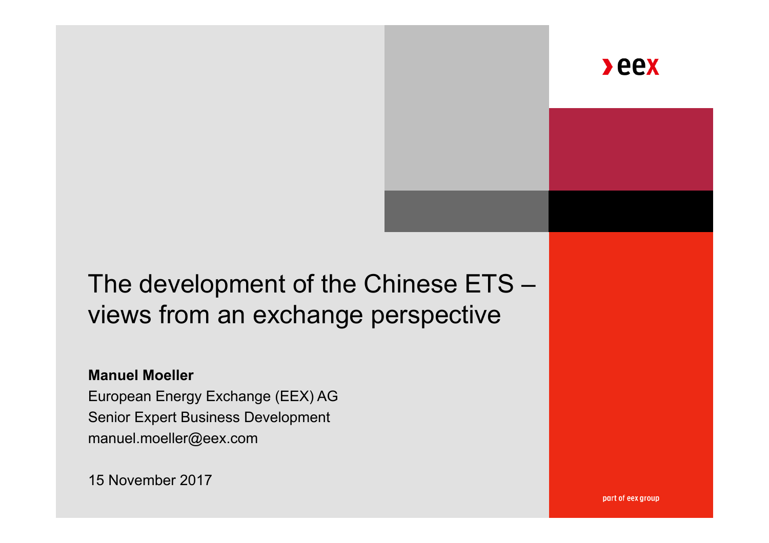# The development of the Chinese ETS – views from an exchange perspective

**Manuel Moeller**
European Energy Exchange (EEX) AG
Senior Expert Business Development
manuel.moeller@eex.com

15 November 2017

part of eex group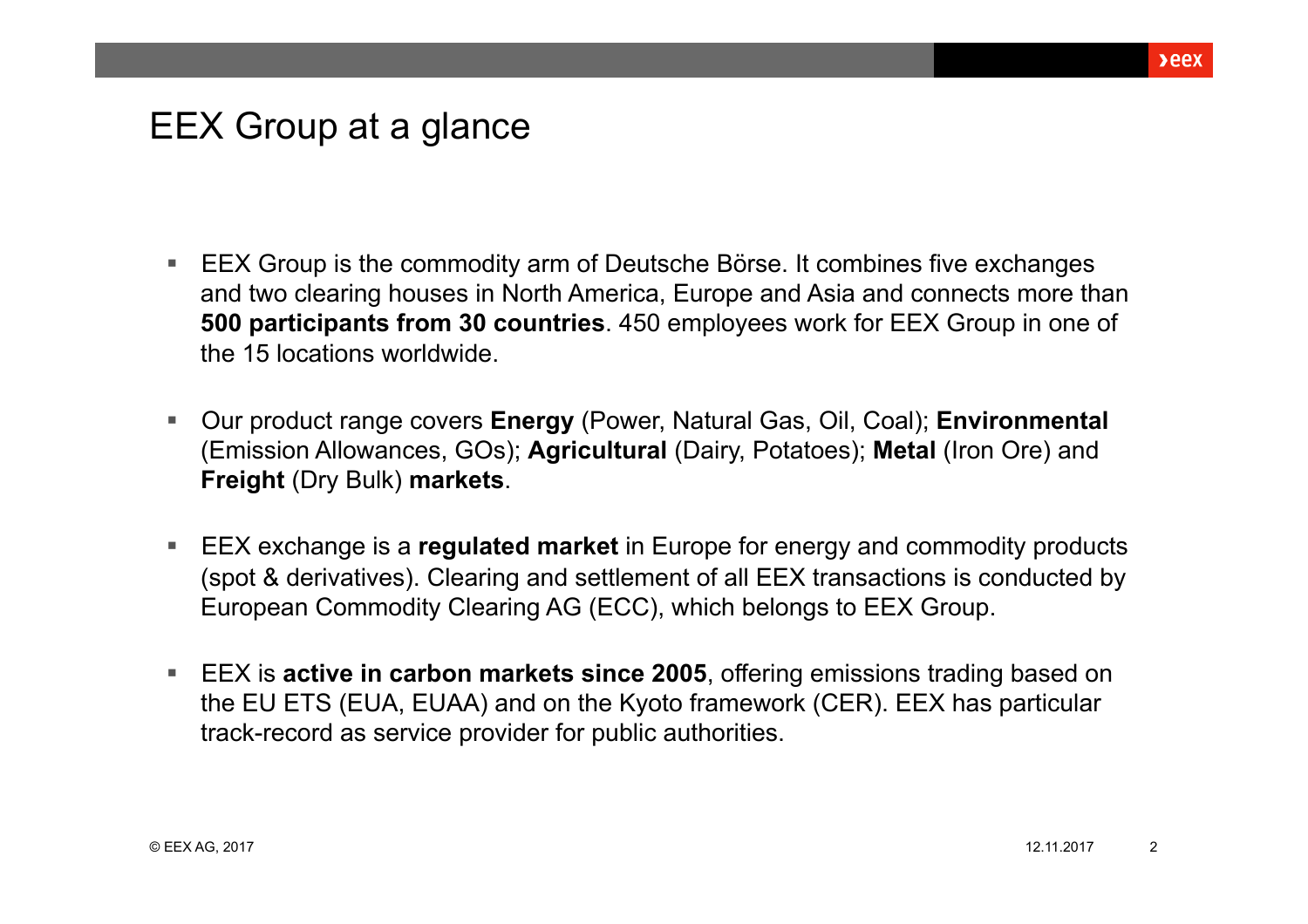# EEX Group at a glance

- EEX Group is the commodity arm of Deutsche Börse. It combines five exchanges and two clearing houses in North America, Europe and Asia and connects more than **500 participants from 30 countries**. 450 employees work for EEX Group in one of the 15 locations worldwide.
- Our product range covers **Energy** (Power, Natural Gas, Oil, Coal); **Environmental** (Emission Allowances, GOs); **Agricultural** (Dairy, Potatoes); **Metal** (Iron Ore) and **Freight** (Dry Bulk) **markets**.
- EEX exchange is a **regulated market** in Europe for energy and commodity products (spot & derivatives). Clearing and settlement of all EEX transactions is conducted by European Commodity Clearing AG (ECC), which belongs to EEX Group.
- EEX is **active in carbon markets since 2005**, offering emissions trading based on the EU ETS (EUA, EUAA) and on the Kyoto framework (CER). EEX has particular track-record as service provider for public authorities.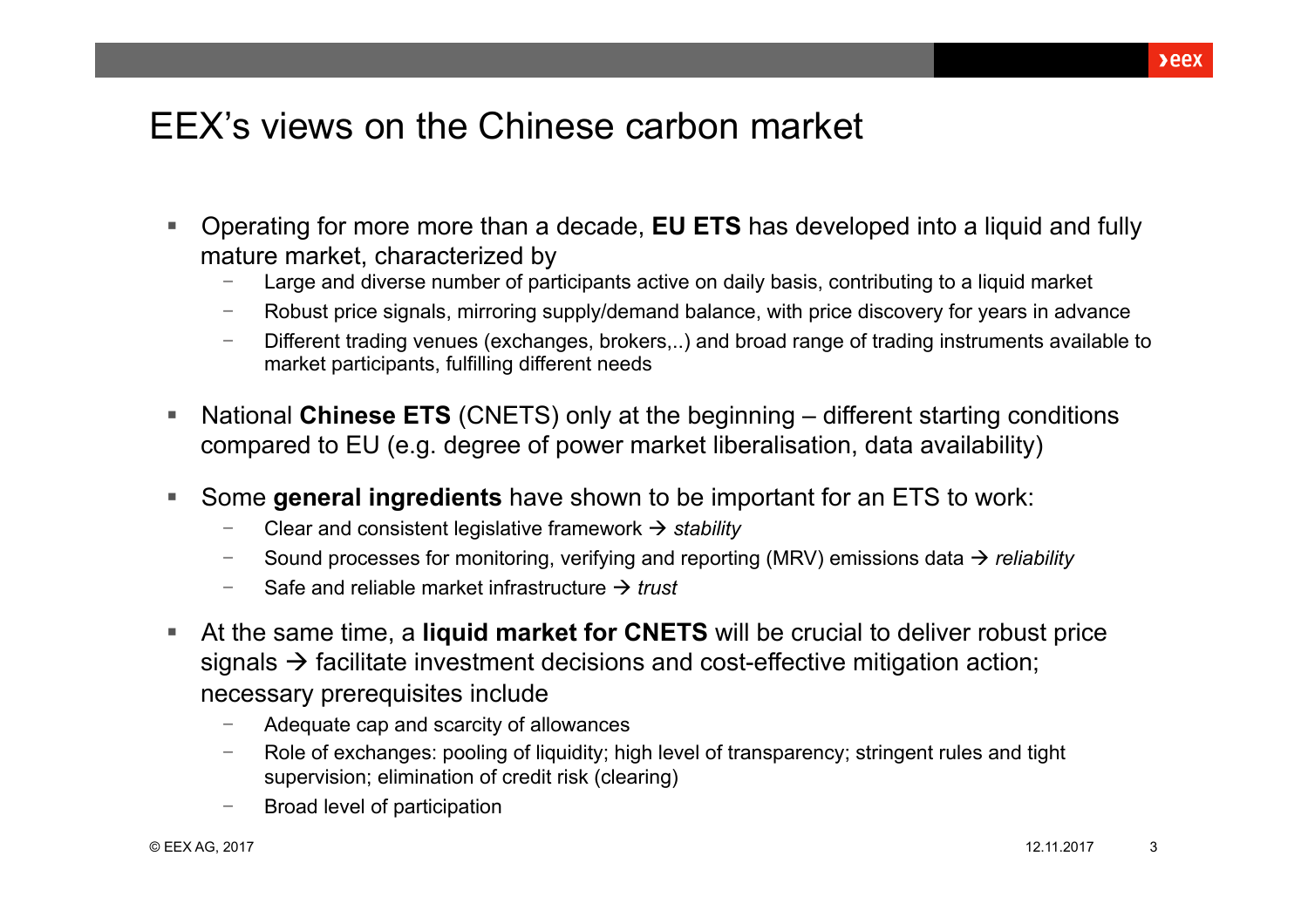# EEX's views on the Chinese carbon market

- Operating for more more than a decade, **EU ETS** has developed into a liquid and fully mature market, characterized by
  - Large and diverse number of participants active on daily basis, contributing to a liquid market
  - Robust price signals, mirroring supply/demand balance, with price discovery for years in advance
  - Different trading venues (exchanges, brokers,..) and broad range of trading instruments available to market participants, fulfilling different needs
- National **Chinese ETS** (CNETS) only at the beginning – different starting conditions compared to EU (e.g. degree of power market liberalisation, data availability)
- Some **general ingredients** have shown to be important for an ETS to work:
  - Clear and consistent legislative framework → *stability*
  - Sound processes for monitoring, verifying and reporting (MRV) emissions data → *reliability*
  - Safe and reliable market infrastructure → *trust*
- At the same time, a **liquid market for CNETS** will be crucial to deliver robust price signals → facilitate investment decisions and cost-effective mitigation action; necessary prerequisites include
  - Adequate cap and scarcity of allowances
  - Role of exchanges: pooling of liquidity; high level of transparency; stringent rules and tight supervision; elimination of credit risk (clearing)
  - Broad level of participation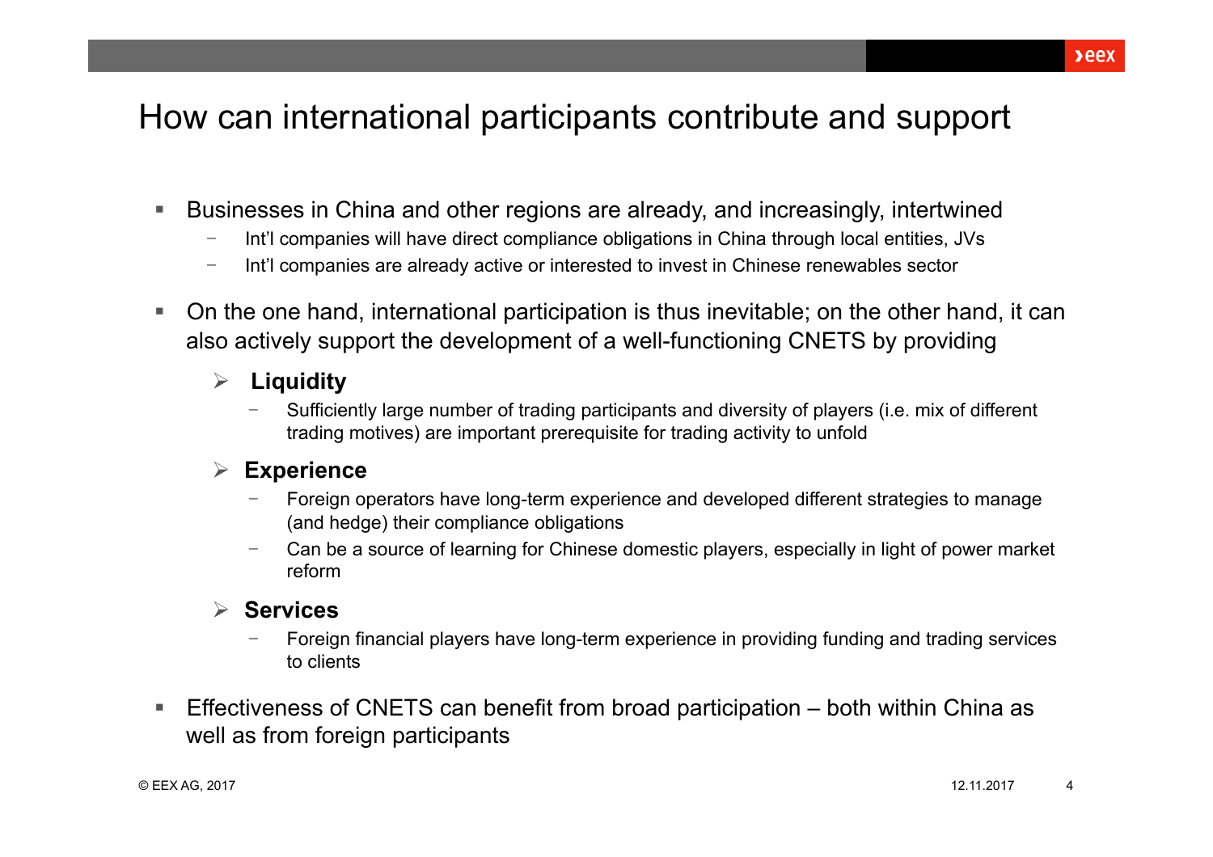# How can international participants contribute and support

- Businesses in China and other regions are already, and increasingly, intertwined
  - Int'l companies will have direct compliance obligations in China through local entities, JVs
  - Int'l companies are already active or interested to invest in Chinese renewables sector
- On the one hand, international participation is thus inevitable; on the other hand, it can also actively support the development of a well-functioning CNETS by providing
  - **Liquidity**
    - Sufficiently large number of trading participants and diversity of players (i.e. mix of different trading motives) are important prerequisite for trading activity to unfold
  - **Experience**
    - Foreign operators have long-term experience and developed different strategies to manage (and hedge) their compliance obligations
    - Can be a source of learning for Chinese domestic players, especially in light of power market reform
  - **Services**
    - Foreign financial players have long-term experience in providing funding and trading services to clients
- Effectiveness of CNETS can benefit from broad participation – both within China as well as from foreign participants